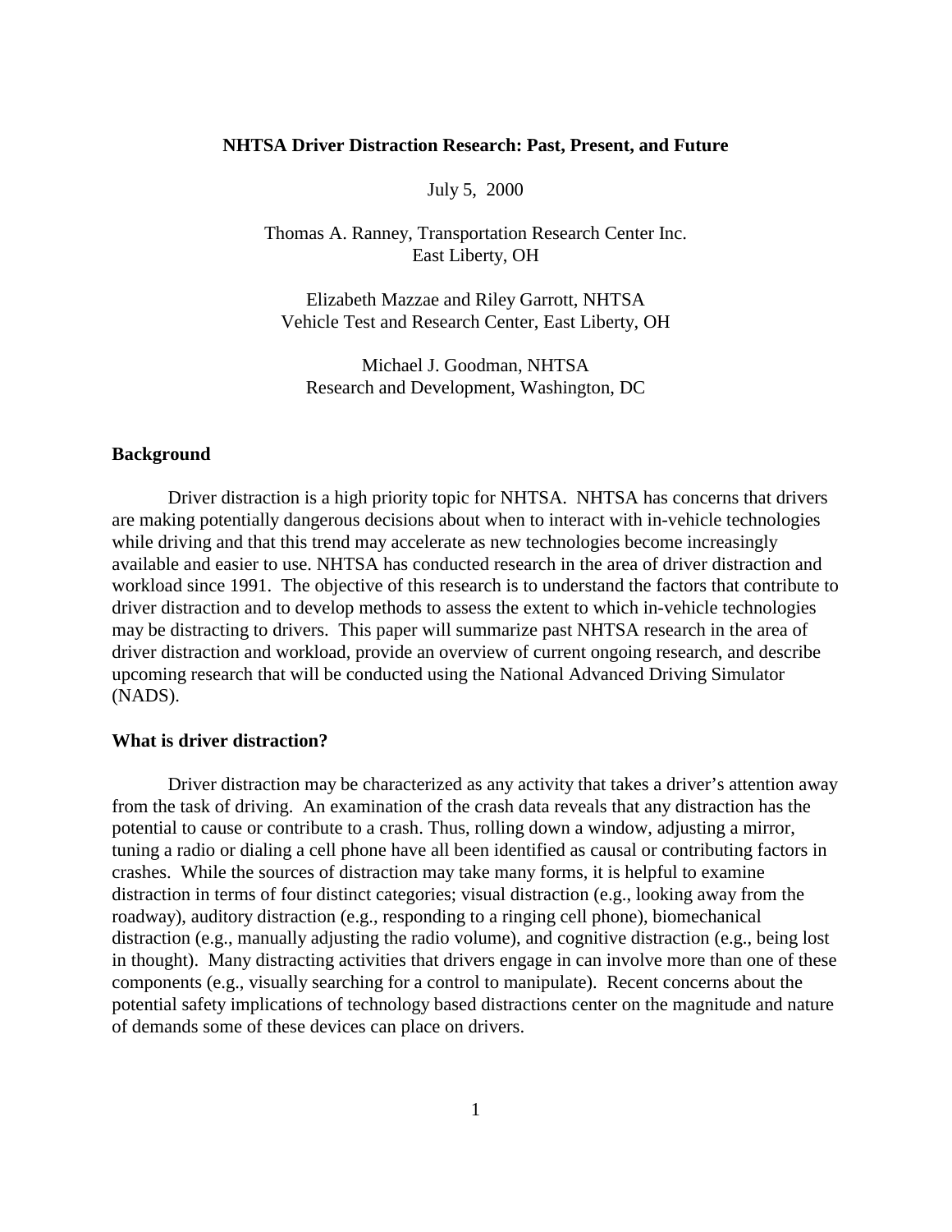# NHTSA Driver Distraction Research: Past, Present, and Future

July 5, 2000

Thomas A. Ranney, Transportation Research Center Inc.
East Liberty, OH

Elizabeth Mazzae and Riley Garrott, NHTSA
Vehicle Test and Research Center, East Liberty, OH

Michael J. Goodman, NHTSA
Research and Development, Washington, DC

## Background

Driver distraction is a high priority topic for NHTSA. NHTSA has concerns that drivers are making potentially dangerous decisions about when to interact with in-vehicle technologies while driving and that this trend may accelerate as new technologies become increasingly available and easier to use. NHTSA has conducted research in the area of driver distraction and workload since 1991. The objective of this research is to understand the factors that contribute to driver distraction and to develop methods to assess the extent to which in-vehicle technologies may be distracting to drivers. This paper will summarize past NHTSA research in the area of driver distraction and workload, provide an overview of current ongoing research, and describe upcoming research that will be conducted using the National Advanced Driving Simulator (NADS).

## What is driver distraction?

Driver distraction may be characterized as any activity that takes a driver's attention away from the task of driving. An examination of the crash data reveals that any distraction has the potential to cause or contribute to a crash. Thus, rolling down a window, adjusting a mirror, tuning a radio or dialing a cell phone have all been identified as causal or contributing factors in crashes. While the sources of distraction may take many forms, it is helpful to examine distraction in terms of four distinct categories; visual distraction (e.g., looking away from the roadway), auditory distraction (e.g., responding to a ringing cell phone), biomechanical distraction (e.g., manually adjusting the radio volume), and cognitive distraction (e.g., being lost in thought). Many distracting activities that drivers engage in can involve more than one of these components (e.g., visually searching for a control to manipulate). Recent concerns about the potential safety implications of technology based distractions center on the magnitude and nature of demands some of these devices can place on drivers.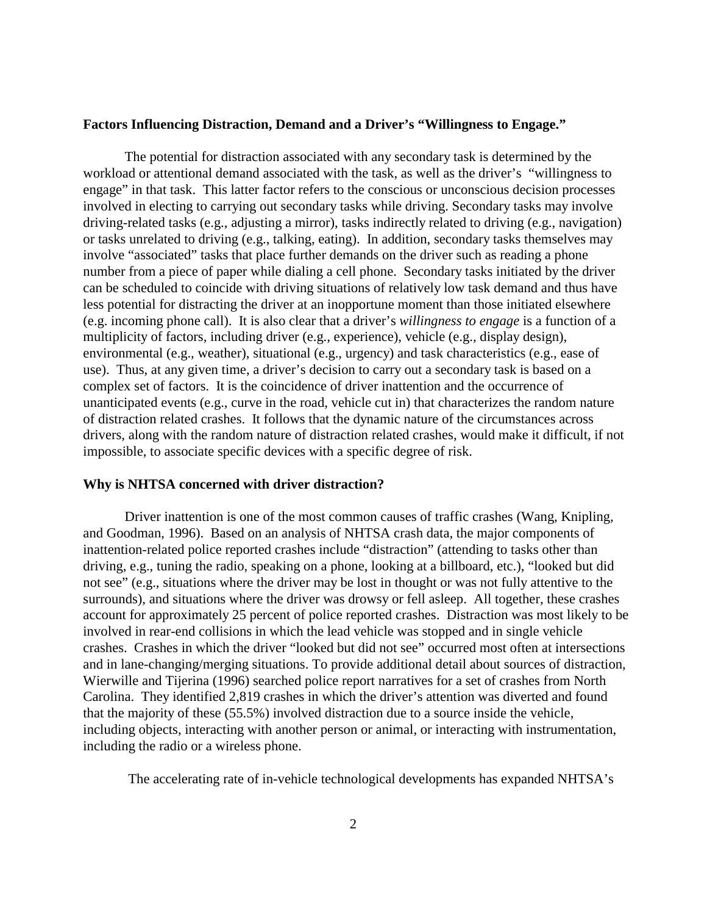**Factors Influencing Distraction, Demand and a Driver's "Willingness to Engage."**

The potential for distraction associated with any secondary task is determined by the workload or attentional demand associated with the task, as well as the driver's "willingness to engage" in that task. This latter factor refers to the conscious or unconscious decision processes involved in electing to carrying out secondary tasks while driving. Secondary tasks may involve driving-related tasks (e.g., adjusting a mirror), tasks indirectly related to driving (e.g., navigation) or tasks unrelated to driving (e.g., talking, eating). In addition, secondary tasks themselves may involve "associated" tasks that place further demands on the driver such as reading a phone number from a piece of paper while dialing a cell phone. Secondary tasks initiated by the driver can be scheduled to coincide with driving situations of relatively low task demand and thus have less potential for distracting the driver at an inopportune moment than those initiated elsewhere (e.g. incoming phone call). It is also clear that a driver's *willingness to engage* is a function of a multiplicity of factors, including driver (e.g., experience), vehicle (e.g., display design), environmental (e.g., weather), situational (e.g., urgency) and task characteristics (e.g., ease of use). Thus, at any given time, a driver's decision to carry out a secondary task is based on a complex set of factors. It is the coincidence of driver inattention and the occurrence of unanticipated events (e.g., curve in the road, vehicle cut in) that characterizes the random nature of distraction related crashes. It follows that the dynamic nature of the circumstances across drivers, along with the random nature of distraction related crashes, would make it difficult, if not impossible, to associate specific devices with a specific degree of risk.

**Why is NHTSA concerned with driver distraction?**

Driver inattention is one of the most common causes of traffic crashes (Wang, Knipling, and Goodman, 1996). Based on an analysis of NHTSA crash data, the major components of inattention-related police reported crashes include "distraction" (attending to tasks other than driving, e.g., tuning the radio, speaking on a phone, looking at a billboard, etc.), "looked but did not see" (e.g., situations where the driver may be lost in thought or was not fully attentive to the surrounds), and situations where the driver was drowsy or fell asleep. All together, these crashes account for approximately 25 percent of police reported crashes. Distraction was most likely to be involved in rear-end collisions in which the lead vehicle was stopped and in single vehicle crashes. Crashes in which the driver "looked but did not see" occurred most often at intersections and in lane-changing/merging situations. To provide additional detail about sources of distraction, Wierwille and Tijerina (1996) searched police report narratives for a set of crashes from North Carolina. They identified 2,819 crashes in which the driver's attention was diverted and found that the majority of these (55.5%) involved distraction due to a source inside the vehicle, including objects, interacting with another person or animal, or interacting with instrumentation, including the radio or a wireless phone.

The accelerating rate of in-vehicle technological developments has expanded NHTSA's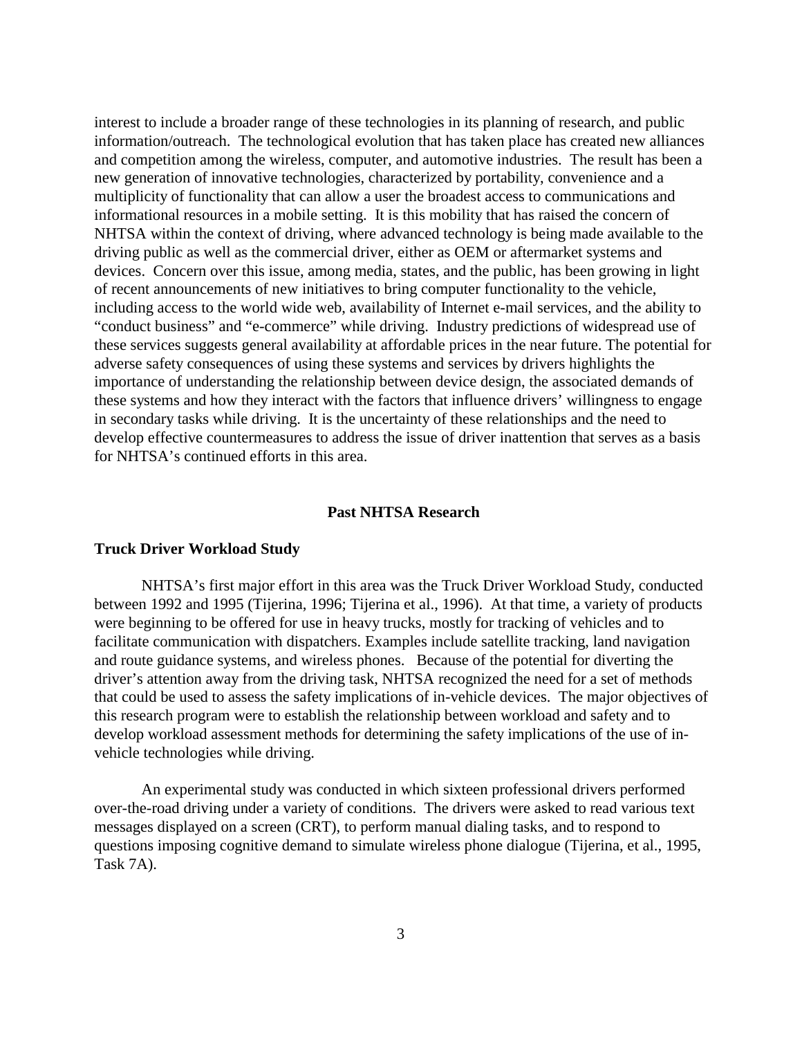interest to include a broader range of these technologies in its planning of research, and public information/outreach. The technological evolution that has taken place has created new alliances and competition among the wireless, computer, and automotive industries. The result has been a new generation of innovative technologies, characterized by portability, convenience and a multiplicity of functionality that can allow a user the broadest access to communications and informational resources in a mobile setting. It is this mobility that has raised the concern of NHTSA within the context of driving, where advanced technology is being made available to the driving public as well as the commercial driver, either as OEM or aftermarket systems and devices. Concern over this issue, among media, states, and the public, has been growing in light of recent announcements of new initiatives to bring computer functionality to the vehicle, including access to the world wide web, availability of Internet e-mail services, and the ability to "conduct business" and "e-commerce" while driving. Industry predictions of widespread use of these services suggests general availability at affordable prices in the near future. The potential for adverse safety consequences of using these systems and services by drivers highlights the importance of understanding the relationship between device design, the associated demands of these systems and how they interact with the factors that influence drivers' willingness to engage in secondary tasks while driving. It is the uncertainty of these relationships and the need to develop effective countermeasures to address the issue of driver inattention that serves as a basis for NHTSA's continued efforts in this area.

## Past NHTSA Research

### Truck Driver Workload Study

NHTSA's first major effort in this area was the Truck Driver Workload Study, conducted between 1992 and 1995 (Tijerina, 1996; Tijerina et al., 1996). At that time, a variety of products were beginning to be offered for use in heavy trucks, mostly for tracking of vehicles and to facilitate communication with dispatchers. Examples include satellite tracking, land navigation and route guidance systems, and wireless phones. Because of the potential for diverting the driver's attention away from the driving task, NHTSA recognized the need for a set of methods that could be used to assess the safety implications of in-vehicle devices. The major objectives of this research program were to establish the relationship between workload and safety and to develop workload assessment methods for determining the safety implications of the use of in-vehicle technologies while driving.

An experimental study was conducted in which sixteen professional drivers performed over-the-road driving under a variety of conditions. The drivers were asked to read various text messages displayed on a screen (CRT), to perform manual dialing tasks, and to respond to questions imposing cognitive demand to simulate wireless phone dialogue (Tijerina, et al., 1995, Task 7A).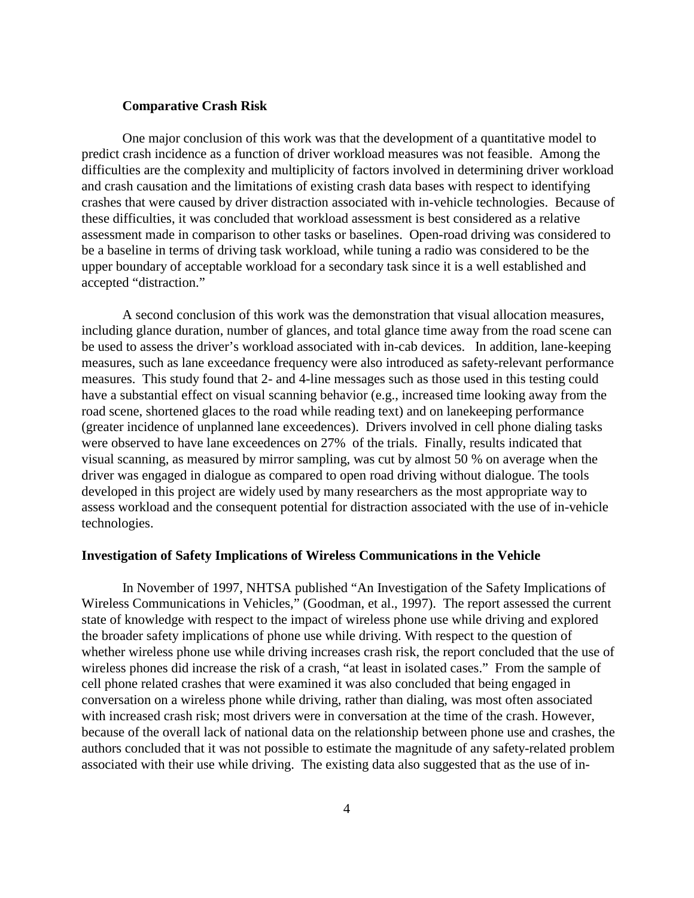### Comparative Crash Risk

One major conclusion of this work was that the development of a quantitative model to predict crash incidence as a function of driver workload measures was not feasible. Among the difficulties are the complexity and multiplicity of factors involved in determining driver workload and crash causation and the limitations of existing crash data bases with respect to identifying crashes that were caused by driver distraction associated with in-vehicle technologies. Because of these difficulties, it was concluded that workload assessment is best considered as a relative assessment made in comparison to other tasks or baselines. Open-road driving was considered to be a baseline in terms of driving task workload, while tuning a radio was considered to be the upper boundary of acceptable workload for a secondary task since it is a well established and accepted "distraction."

A second conclusion of this work was the demonstration that visual allocation measures, including glance duration, number of glances, and total glance time away from the road scene can be used to assess the driver's workload associated with in-cab devices. In addition, lane-keeping measures, such as lane exceedance frequency were also introduced as safety-relevant performance measures. This study found that 2- and 4-line messages such as those used in this testing could have a substantial effect on visual scanning behavior (e.g., increased time looking away from the road scene, shortened glaces to the road while reading text) and on lanekeeping performance (greater incidence of unplanned lane exceedences). Drivers involved in cell phone dialing tasks were observed to have lane exceedences on 27% of the trials. Finally, results indicated that visual scanning, as measured by mirror sampling, was cut by almost 50 % on average when the driver was engaged in dialogue as compared to open road driving without dialogue. The tools developed in this project are widely used by many researchers as the most appropriate way to assess workload and the consequent potential for distraction associated with the use of in-vehicle technologies.

## Investigation of Safety Implications of Wireless Communications in the Vehicle

In November of 1997, NHTSA published "An Investigation of the Safety Implications of Wireless Communications in Vehicles," (Goodman, et al., 1997). The report assessed the current state of knowledge with respect to the impact of wireless phone use while driving and explored the broader safety implications of phone use while driving. With respect to the question of whether wireless phone use while driving increases crash risk, the report concluded that the use of wireless phones did increase the risk of a crash, "at least in isolated cases." From the sample of cell phone related crashes that were examined it was also concluded that being engaged in conversation on a wireless phone while driving, rather than dialing, was most often associated with increased crash risk; most drivers were in conversation at the time of the crash. However, because of the overall lack of national data on the relationship between phone use and crashes, the authors concluded that it was not possible to estimate the magnitude of any safety-related problem associated with their use while driving. The existing data also suggested that as the use of in-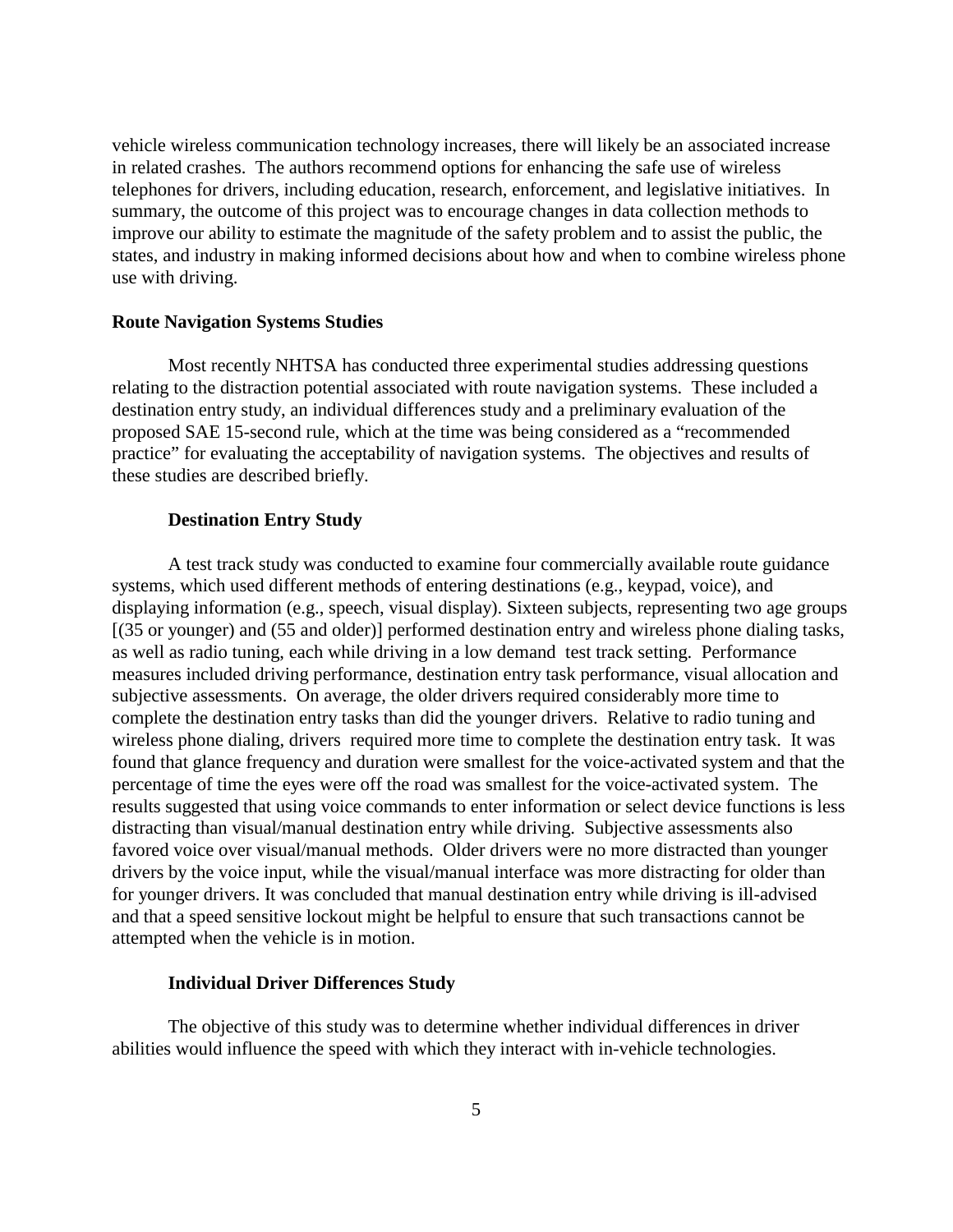vehicle wireless communication technology increases, there will likely be an associated increase in related crashes. The authors recommend options for enhancing the safe use of wireless telephones for drivers, including education, research, enforcement, and legislative initiatives. In summary, the outcome of this project was to encourage changes in data collection methods to improve our ability to estimate the magnitude of the safety problem and to assist the public, the states, and industry in making informed decisions about how and when to combine wireless phone use with driving.

**Route Navigation Systems Studies**

Most recently NHTSA has conducted three experimental studies addressing questions relating to the distraction potential associated with route navigation systems. These included a destination entry study, an individual differences study and a preliminary evaluation of the proposed SAE 15-second rule, which at the time was being considered as a "recommended practice" for evaluating the acceptability of navigation systems. The objectives and results of these studies are described briefly.

**Destination Entry Study**

A test track study was conducted to examine four commercially available route guidance systems, which used different methods of entering destinations (e.g., keypad, voice), and displaying information (e.g., speech, visual display). Sixteen subjects, representing two age groups [(35 or younger) and (55 and older)] performed destination entry and wireless phone dialing tasks, as well as radio tuning, each while driving in a low demand test track setting. Performance measures included driving performance, destination entry task performance, visual allocation and subjective assessments. On average, the older drivers required considerably more time to complete the destination entry tasks than did the younger drivers. Relative to radio tuning and wireless phone dialing, drivers required more time to complete the destination entry task. It was found that glance frequency and duration were smallest for the voice-activated system and that the percentage of time the eyes were off the road was smallest for the voice-activated system. The results suggested that using voice commands to enter information or select device functions is less distracting than visual/manual destination entry while driving. Subjective assessments also favored voice over visual/manual methods. Older drivers were no more distracted than younger drivers by the voice input, while the visual/manual interface was more distracting for older than for younger drivers. It was concluded that manual destination entry while driving is ill-advised and that a speed sensitive lockout might be helpful to ensure that such transactions cannot be attempted when the vehicle is in motion.

**Individual Driver Differences Study**

The objective of this study was to determine whether individual differences in driver abilities would influence the speed with which they interact with in-vehicle technologies.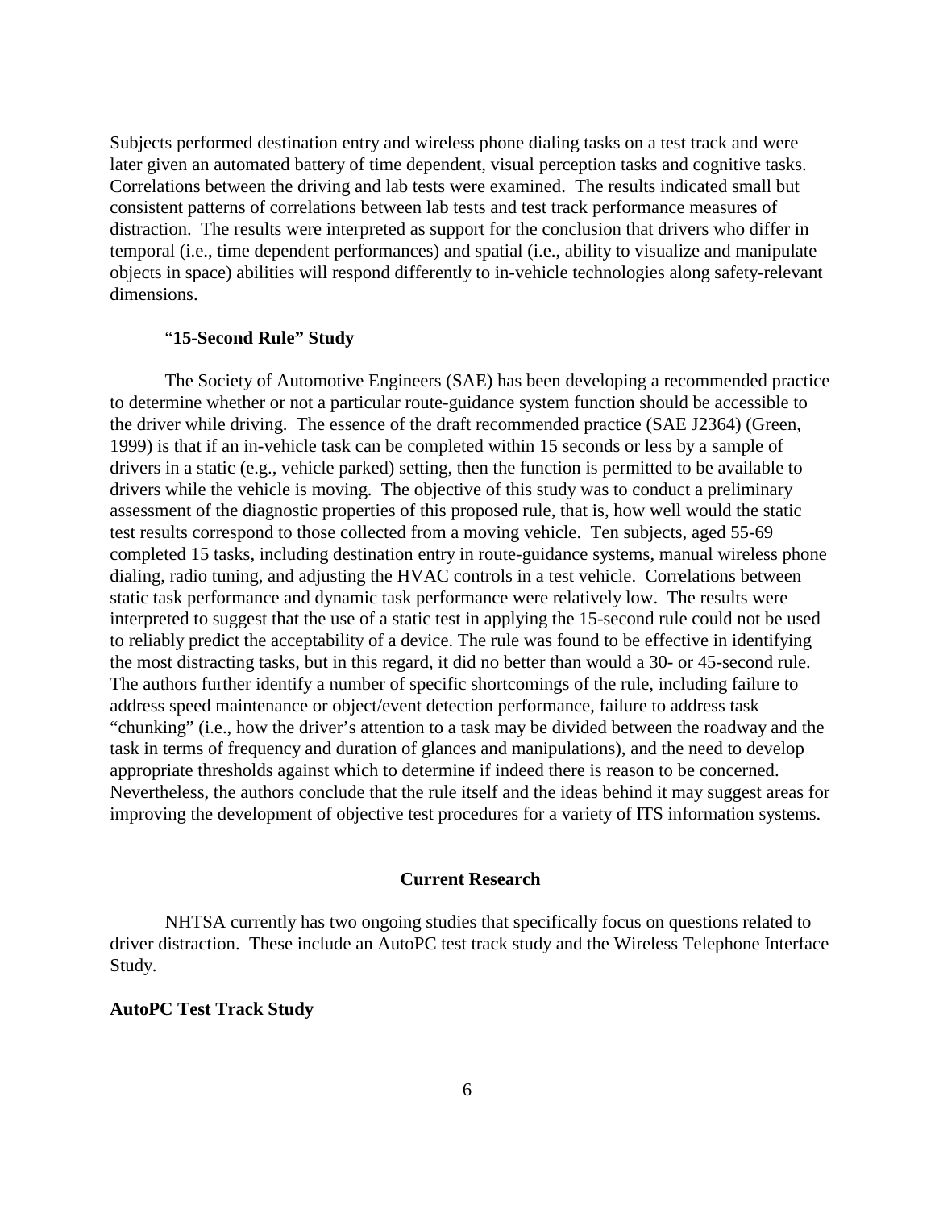Subjects performed destination entry and wireless phone dialing tasks on a test track and were later given an automated battery of time dependent, visual perception tasks and cognitive tasks. Correlations between the driving and lab tests were examined. The results indicated small but consistent patterns of correlations between lab tests and test track performance measures of distraction. The results were interpreted as support for the conclusion that drivers who differ in temporal (i.e., time dependent performances) and spatial (i.e., ability to visualize and manipulate objects in space) abilities will respond differently to in-vehicle technologies along safety-relevant dimensions.

### "15-Second Rule" Study

The Society of Automotive Engineers (SAE) has been developing a recommended practice to determine whether or not a particular route-guidance system function should be accessible to the driver while driving. The essence of the draft recommended practice (SAE J2364) (Green, 1999) is that if an in-vehicle task can be completed within 15 seconds or less by a sample of drivers in a static (e.g., vehicle parked) setting, then the function is permitted to be available to drivers while the vehicle is moving. The objective of this study was to conduct a preliminary assessment of the diagnostic properties of this proposed rule, that is, how well would the static test results correspond to those collected from a moving vehicle. Ten subjects, aged 55-69 completed 15 tasks, including destination entry in route-guidance systems, manual wireless phone dialing, radio tuning, and adjusting the HVAC controls in a test vehicle. Correlations between static task performance and dynamic task performance were relatively low. The results were interpreted to suggest that the use of a static test in applying the 15-second rule could not be used to reliably predict the acceptability of a device. The rule was found to be effective in identifying the most distracting tasks, but in this regard, it did no better than would a 30- or 45-second rule. The authors further identify a number of specific shortcomings of the rule, including failure to address speed maintenance or object/event detection performance, failure to address task "chunking" (i.e., how the driver's attention to a task may be divided between the roadway and the task in terms of frequency and duration of glances and manipulations), and the need to develop appropriate thresholds against which to determine if indeed there is reason to be concerned. Nevertheless, the authors conclude that the rule itself and the ideas behind it may suggest areas for improving the development of objective test procedures for a variety of ITS information systems.

## Current Research

NHTSA currently has two ongoing studies that specifically focus on questions related to driver distraction. These include an AutoPC test track study and the Wireless Telephone Interface Study.

### AutoPC Test Track Study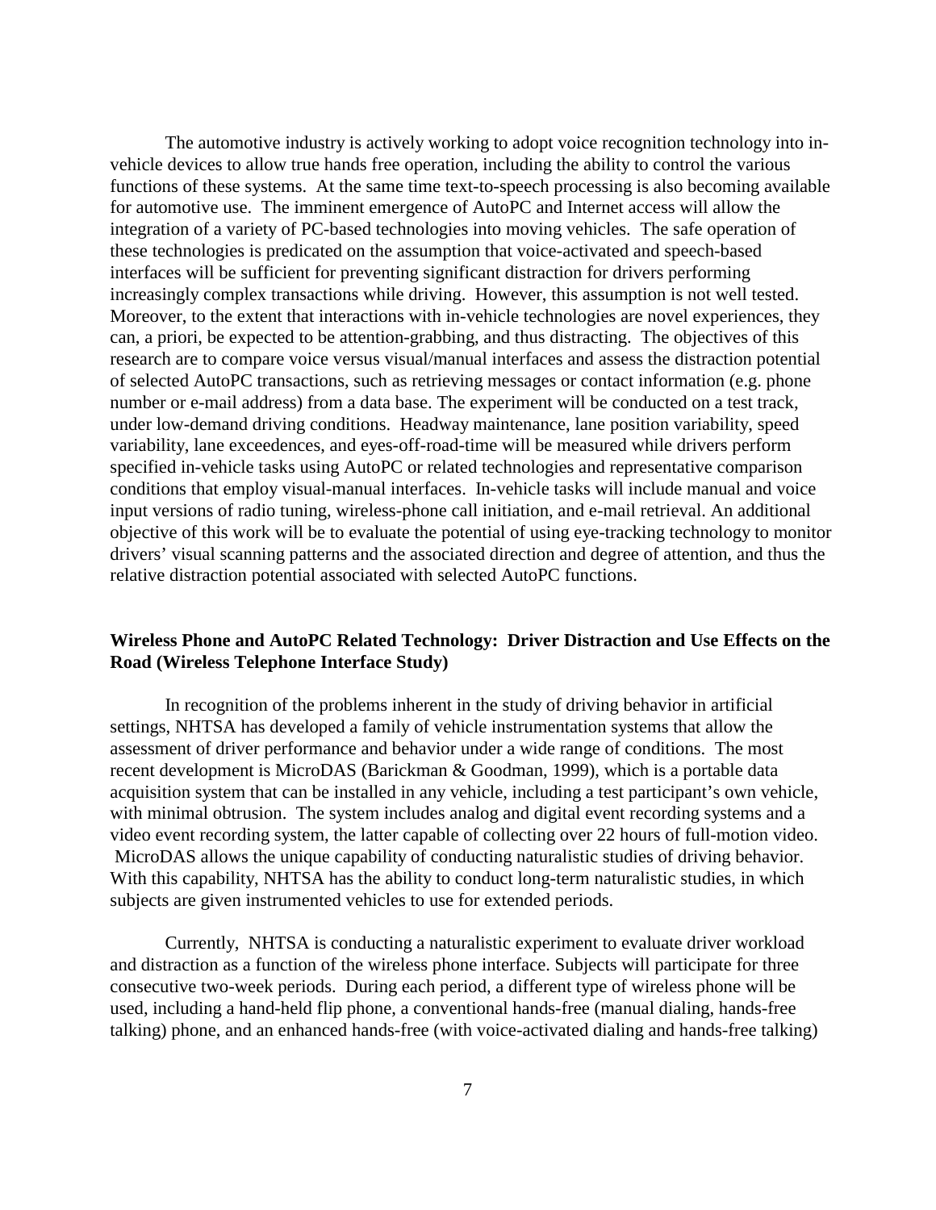The automotive industry is actively working to adopt voice recognition technology into in-vehicle devices to allow true hands free operation, including the ability to control the various functions of these systems. At the same time text-to-speech processing is also becoming available for automotive use. The imminent emergence of AutoPC and Internet access will allow the integration of a variety of PC-based technologies into moving vehicles. The safe operation of these technologies is predicated on the assumption that voice-activated and speech-based interfaces will be sufficient for preventing significant distraction for drivers performing increasingly complex transactions while driving. However, this assumption is not well tested. Moreover, to the extent that interactions with in-vehicle technologies are novel experiences, they can, a priori, be expected to be attention-grabbing, and thus distracting. The objectives of this research are to compare voice versus visual/manual interfaces and assess the distraction potential of selected AutoPC transactions, such as retrieving messages or contact information (e.g. phone number or e-mail address) from a data base. The experiment will be conducted on a test track, under low-demand driving conditions. Headway maintenance, lane position variability, speed variability, lane exceedences, and eyes-off-road-time will be measured while drivers perform specified in-vehicle tasks using AutoPC or related technologies and representative comparison conditions that employ visual-manual interfaces. In-vehicle tasks will include manual and voice input versions of radio tuning, wireless-phone call initiation, and e-mail retrieval. An additional objective of this work will be to evaluate the potential of using eye-tracking technology to monitor drivers' visual scanning patterns and the associated direction and degree of attention, and thus the relative distraction potential associated with selected AutoPC functions.

**Wireless Phone and AutoPC Related Technology: Driver Distraction and Use Effects on the Road (Wireless Telephone Interface Study)**

In recognition of the problems inherent in the study of driving behavior in artificial settings, NHTSA has developed a family of vehicle instrumentation systems that allow the assessment of driver performance and behavior under a wide range of conditions. The most recent development is MicroDAS (Barickman & Goodman, 1999), which is a portable data acquisition system that can be installed in any vehicle, including a test participant's own vehicle, with minimal obtrusion. The system includes analog and digital event recording systems and a video event recording system, the latter capable of collecting over 22 hours of full-motion video. MicroDAS allows the unique capability of conducting naturalistic studies of driving behavior. With this capability, NHTSA has the ability to conduct long-term naturalistic studies, in which subjects are given instrumented vehicles to use for extended periods.

Currently, NHTSA is conducting a naturalistic experiment to evaluate driver workload and distraction as a function of the wireless phone interface. Subjects will participate for three consecutive two-week periods. During each period, a different type of wireless phone will be used, including a hand-held flip phone, a conventional hands-free (manual dialing, hands-free talking) phone, and an enhanced hands-free (with voice-activated dialing and hands-free talking)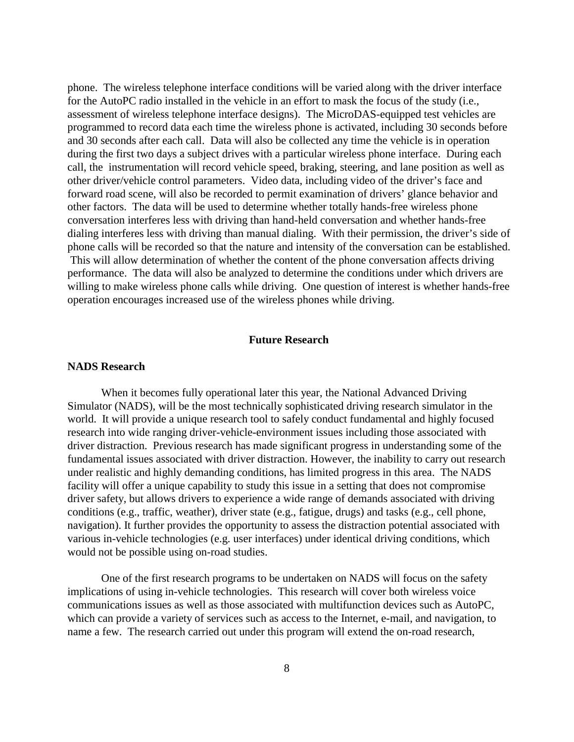phone. The wireless telephone interface conditions will be varied along with the driver interface for the AutoPC radio installed in the vehicle in an effort to mask the focus of the study (i.e., assessment of wireless telephone interface designs). The MicroDAS-equipped test vehicles are programmed to record data each time the wireless phone is activated, including 30 seconds before and 30 seconds after each call. Data will also be collected any time the vehicle is in operation during the first two days a subject drives with a particular wireless phone interface. During each call, the instrumentation will record vehicle speed, braking, steering, and lane position as well as other driver/vehicle control parameters. Video data, including video of the driver's face and forward road scene, will also be recorded to permit examination of drivers' glance behavior and other factors. The data will be used to determine whether totally hands-free wireless phone conversation interferes less with driving than hand-held conversation and whether hands-free dialing interferes less with driving than manual dialing. With their permission, the driver's side of phone calls will be recorded so that the nature and intensity of the conversation can be established. This will allow determination of whether the content of the phone conversation affects driving performance. The data will also be analyzed to determine the conditions under which drivers are willing to make wireless phone calls while driving. One question of interest is whether hands-free operation encourages increased use of the wireless phones while driving.

## Future Research

### NADS Research

When it becomes fully operational later this year, the National Advanced Driving Simulator (NADS), will be the most technically sophisticated driving research simulator in the world. It will provide a unique research tool to safely conduct fundamental and highly focused research into wide ranging driver-vehicle-environment issues including those associated with driver distraction. Previous research has made significant progress in understanding some of the fundamental issues associated with driver distraction. However, the inability to carry out research under realistic and highly demanding conditions, has limited progress in this area. The NADS facility will offer a unique capability to study this issue in a setting that does not compromise driver safety, but allows drivers to experience a wide range of demands associated with driving conditions (e.g., traffic, weather), driver state (e.g., fatigue, drugs) and tasks (e.g., cell phone, navigation). It further provides the opportunity to assess the distraction potential associated with various in-vehicle technologies (e.g. user interfaces) under identical driving conditions, which would not be possible using on-road studies.

One of the first research programs to be undertaken on NADS will focus on the safety implications of using in-vehicle technologies. This research will cover both wireless voice communications issues as well as those associated with multifunction devices such as AutoPC, which can provide a variety of services such as access to the Internet, e-mail, and navigation, to name a few. The research carried out under this program will extend the on-road research,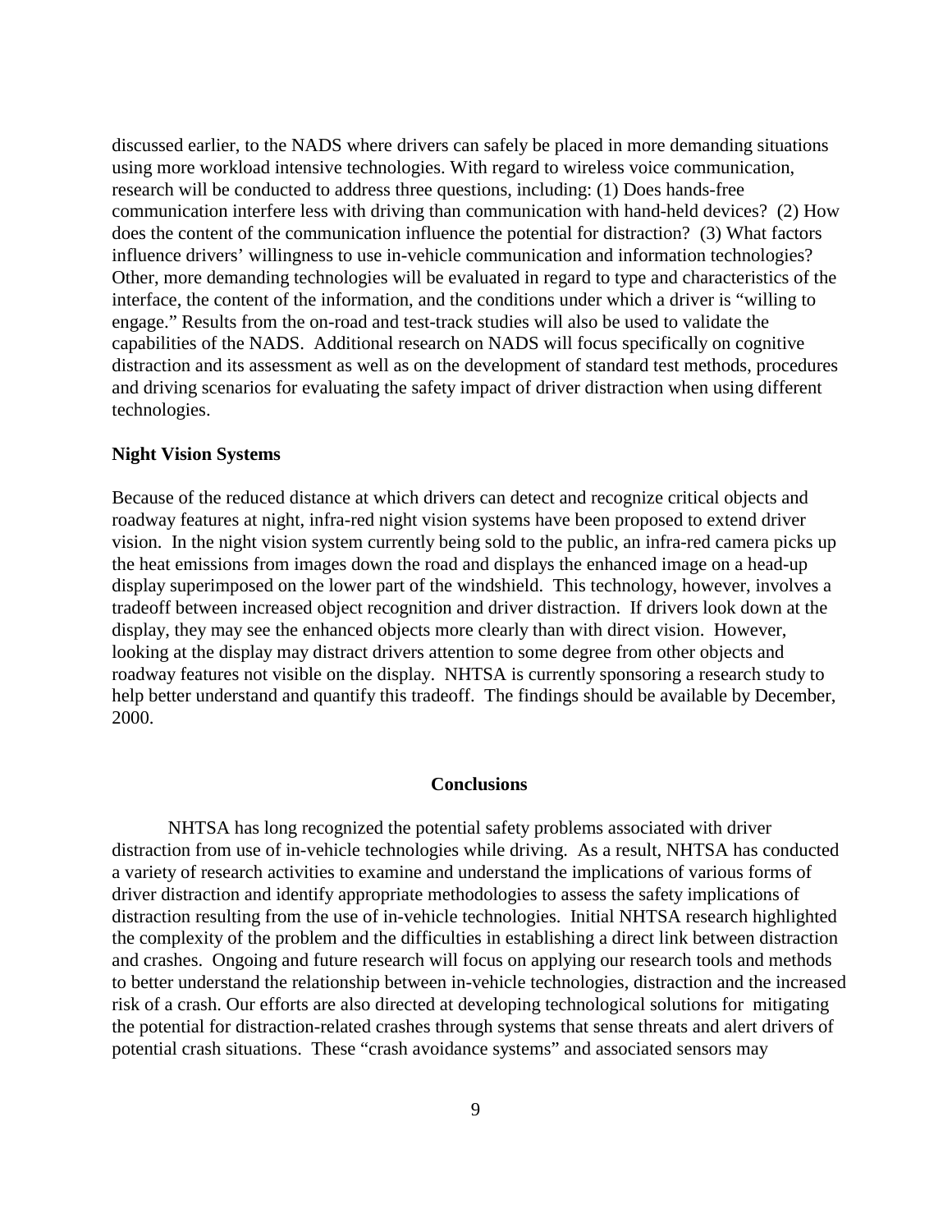discussed earlier, to the NADS where drivers can safely be placed in more demanding situations using more workload intensive technologies. With regard to wireless voice communication, research will be conducted to address three questions, including: (1) Does hands-free communication interfere less with driving than communication with hand-held devices? (2) How does the content of the communication influence the potential for distraction? (3) What factors influence drivers' willingness to use in-vehicle communication and information technologies? Other, more demanding technologies will be evaluated in regard to type and characteristics of the interface, the content of the information, and the conditions under which a driver is "willing to engage." Results from the on-road and test-track studies will also be used to validate the capabilities of the NADS. Additional research on NADS will focus specifically on cognitive distraction and its assessment as well as on the development of standard test methods, procedures and driving scenarios for evaluating the safety impact of driver distraction when using different technologies.

**Night Vision Systems**

Because of the reduced distance at which drivers can detect and recognize critical objects and roadway features at night, infra-red night vision systems have been proposed to extend driver vision. In the night vision system currently being sold to the public, an infra-red camera picks up the heat emissions from images down the road and displays the enhanced image on a head-up display superimposed on the lower part of the windshield. This technology, however, involves a tradeoff between increased object recognition and driver distraction. If drivers look down at the display, they may see the enhanced objects more clearly than with direct vision. However, looking at the display may distract drivers attention to some degree from other objects and roadway features not visible on the display. NHTSA is currently sponsoring a research study to help better understand and quantify this tradeoff. The findings should be available by December, 2000.

## Conclusions

NHTSA has long recognized the potential safety problems associated with driver distraction from use of in-vehicle technologies while driving. As a result, NHTSA has conducted a variety of research activities to examine and understand the implications of various forms of driver distraction and identify appropriate methodologies to assess the safety implications of distraction resulting from the use of in-vehicle technologies. Initial NHTSA research highlighted the complexity of the problem and the difficulties in establishing a direct link between distraction and crashes. Ongoing and future research will focus on applying our research tools and methods to better understand the relationship between in-vehicle technologies, distraction and the increased risk of a crash. Our efforts are also directed at developing technological solutions for mitigating the potential for distraction-related crashes through systems that sense threats and alert drivers of potential crash situations. These "crash avoidance systems" and associated sensors may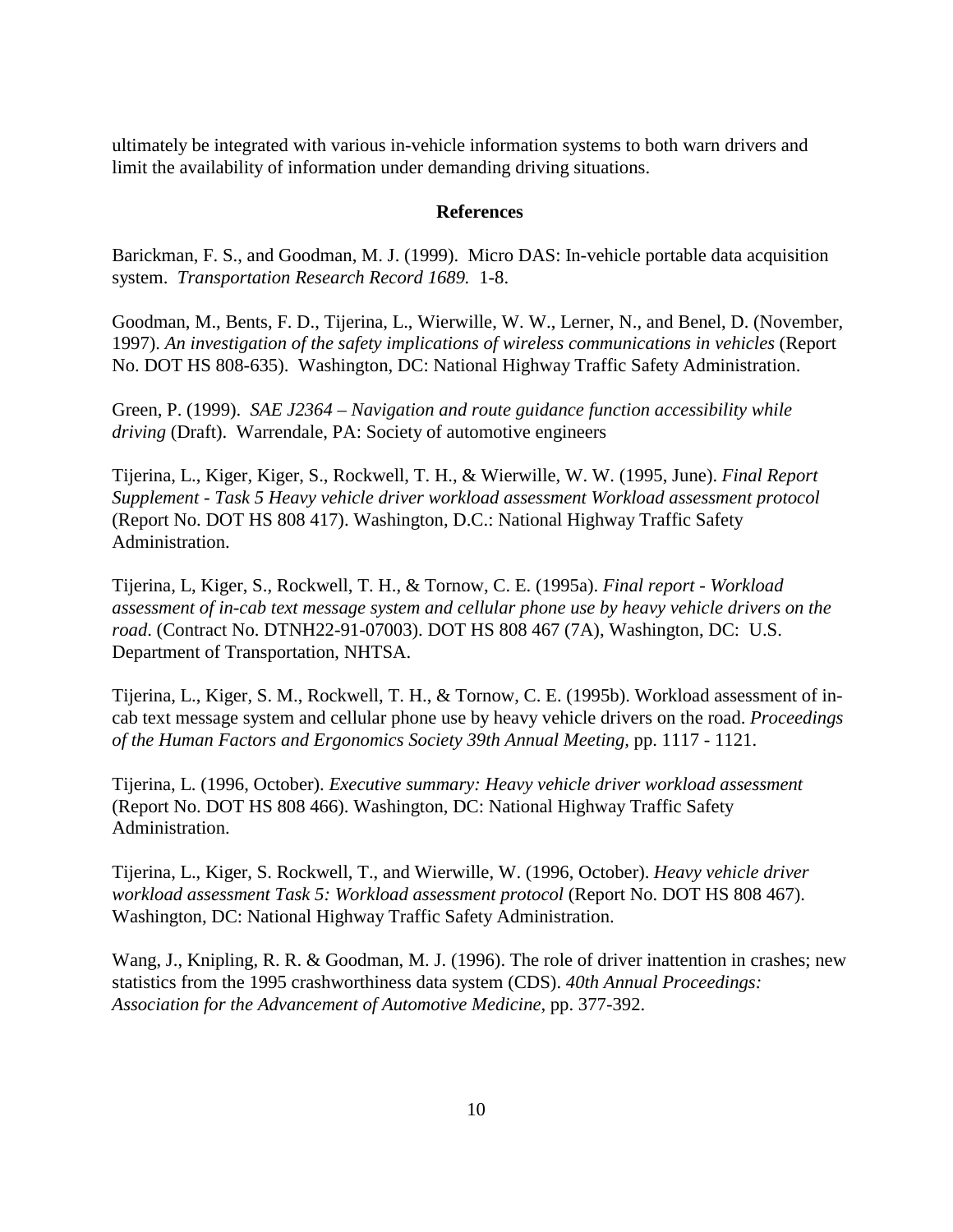ultimately be integrated with various in-vehicle information systems to both warn drivers and limit the availability of information under demanding driving situations.

## References

Barickman, F. S., and Goodman, M. J. (1999). Micro DAS: In-vehicle portable data acquisition system. *Transportation Research Record 1689.* 1-8.

Goodman, M., Bents, F. D., Tijerina, L., Wierwille, W. W., Lerner, N., and Benel, D. (November, 1997). *An investigation of the safety implications of wireless communications in vehicles* (Report No. DOT HS 808-635). Washington, DC: National Highway Traffic Safety Administration.

Green, P. (1999). *SAE J2364 – Navigation and route guidance function accessibility while driving* (Draft). Warrendale, PA: Society of automotive engineers

Tijerina, L., Kiger, Kiger, S., Rockwell, T. H., & Wierwille, W. W. (1995, June). *Final Report Supplement - Task 5 Heavy vehicle driver workload assessment Workload assessment protocol* (Report No. DOT HS 808 417). Washington, D.C.: National Highway Traffic Safety Administration.

Tijerina, L, Kiger, S., Rockwell, T. H., & Tornow, C. E. (1995a). *Final report - Workload assessment of in-cab text message system and cellular phone use by heavy vehicle drivers on the road*. (Contract No. DTNH22-91-07003). DOT HS 808 467 (7A), Washington, DC: U.S. Department of Transportation, NHTSA.

Tijerina, L., Kiger, S. M., Rockwell, T. H., & Tornow, C. E. (1995b). Workload assessment of in-cab text message system and cellular phone use by heavy vehicle drivers on the road. *Proceedings of the Human Factors and Ergonomics Society 39th Annual Meeting*, pp. 1117 - 1121.

Tijerina, L. (1996, October). *Executive summary: Heavy vehicle driver workload assessment* (Report No. DOT HS 808 466). Washington, DC: National Highway Traffic Safety Administration.

Tijerina, L., Kiger, S. Rockwell, T., and Wierwille, W. (1996, October). *Heavy vehicle driver workload assessment Task 5: Workload assessment protocol* (Report No. DOT HS 808 467). Washington, DC: National Highway Traffic Safety Administration.

Wang, J., Knipling, R. R. & Goodman, M. J. (1996). The role of driver inattention in crashes; new statistics from the 1995 crashworthiness data system (CDS). *40th Annual Proceedings: Association for the Advancement of Automotive Medicine*, pp. 377-392.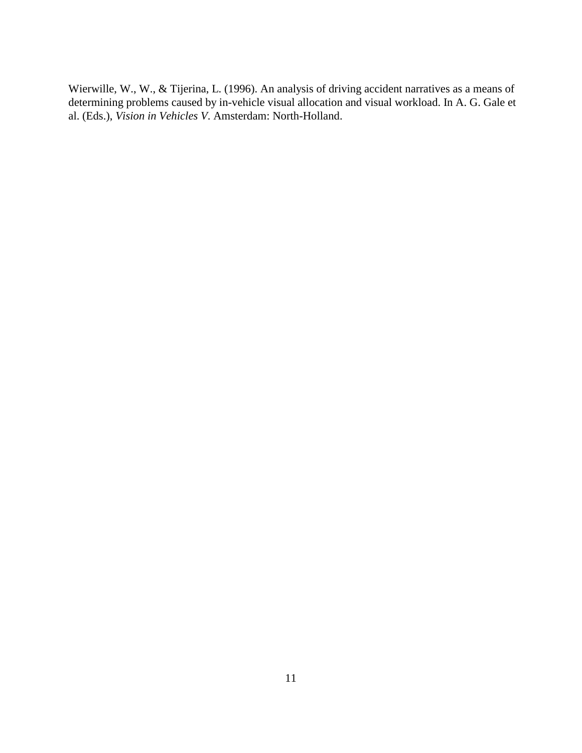Wierwille, W., W., & Tijerina, L. (1996). An analysis of driving accident narratives as a means of determining problems caused by in-vehicle visual allocation and visual workload. In A. G. Gale et al. (Eds.), *Vision in Vehicles V*. Amsterdam: North-Holland.